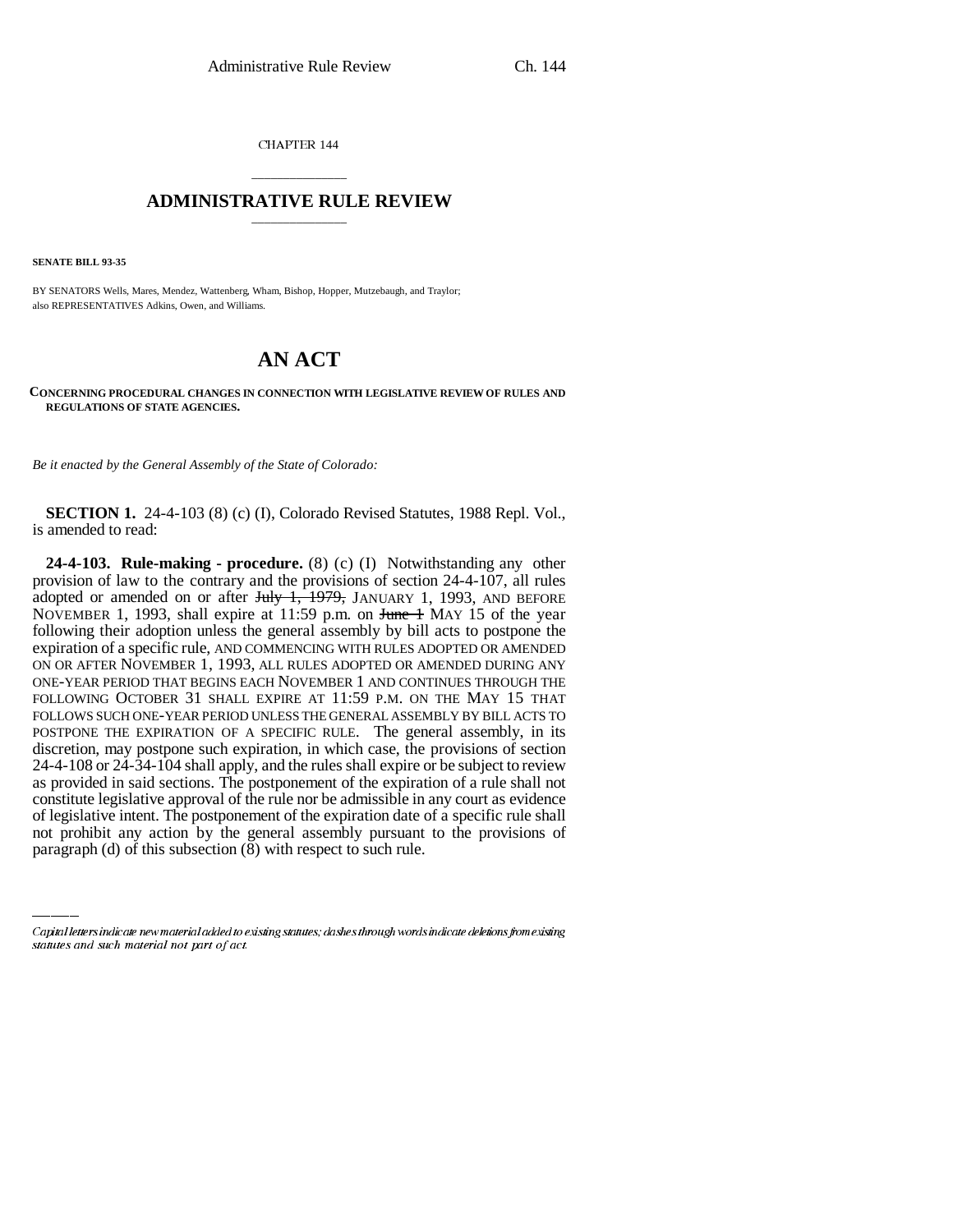CHAPTER 144

# ADMINISTRATIVE RULE REVIEW

**SENATE BILL 93-35**

BY SENATORS Wells, Mares, Mendez, Wattenberg, Wham, Bishop, Hopper, Mutzebaugh, and Traylor; also REPRESENTATIVES Adkins, Owen, and Williams.

# AN ACT

**CONCERNING PROCEDURAL CHANGES IN CONNECTION WITH LEGISLATIVE REVIEW OF RULES AND REGULATIONS OF STATE AGENCIES.**

*Be it enacted by the General Assembly of the State of Colorado:*

**SECTION 1.** 24-4-103 (8) (c) (I), Colorado Revised Statutes, 1988 Repl. Vol., is amended to read:

**24-4-103. Rule-making - procedure.** (8) (c) (I) Notwithstanding any other provision of law to the contrary and the provisions of section 24-4-107, all rules adopted or amended on or after ~~July 1, 1979,~~ JANUARY 1, 1993, AND BEFORE NOVEMBER 1, 1993, shall expire at 11:59 p.m. on ~~June 1~~ MAY 15 of the year following their adoption unless the general assembly by bill acts to postpone the expiration of a specific rule, AND COMMENCING WITH RULES ADOPTED OR AMENDED ON OR AFTER NOVEMBER 1, 1993, ALL RULES ADOPTED OR AMENDED DURING ANY ONE-YEAR PERIOD THAT BEGINS EACH NOVEMBER 1 AND CONTINUES THROUGH THE FOLLOWING OCTOBER 31 SHALL EXPIRE AT 11:59 P.M. ON THE MAY 15 THAT FOLLOWS SUCH ONE-YEAR PERIOD UNLESS THE GENERAL ASSEMBLY BY BILL ACTS TO POSTPONE THE EXPIRATION OF A SPECIFIC RULE. The general assembly, in its discretion, may postpone such expiration, in which case, the provisions of section 24-4-108 or 24-34-104 shall apply, and the rules shall expire or be subject to review as provided in said sections. The postponement of the expiration of a rule shall not constitute legislative approval of the rule nor be admissible in any court as evidence of legislative intent. The postponement of the expiration date of a specific rule shall not prohibit any action by the general assembly pursuant to the provisions of paragraph (d) of this subsection (8) with respect to such rule.

---

*Capital letters indicate new material added to existing statutes; dashes through words indicate deletions from existing statutes and such material not part of act.*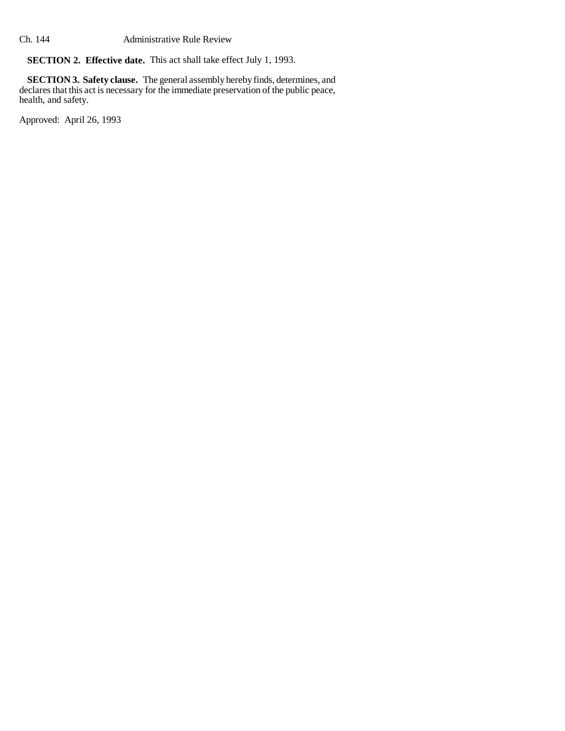**SECTION 2. Effective date.** This act shall take effect July 1, 1993.

**SECTION 3. Safety clause.** The general assembly hereby finds, determines, and declares that this act is necessary for the immediate preservation of the public peace, health, and safety.

Approved: April 26, 1993